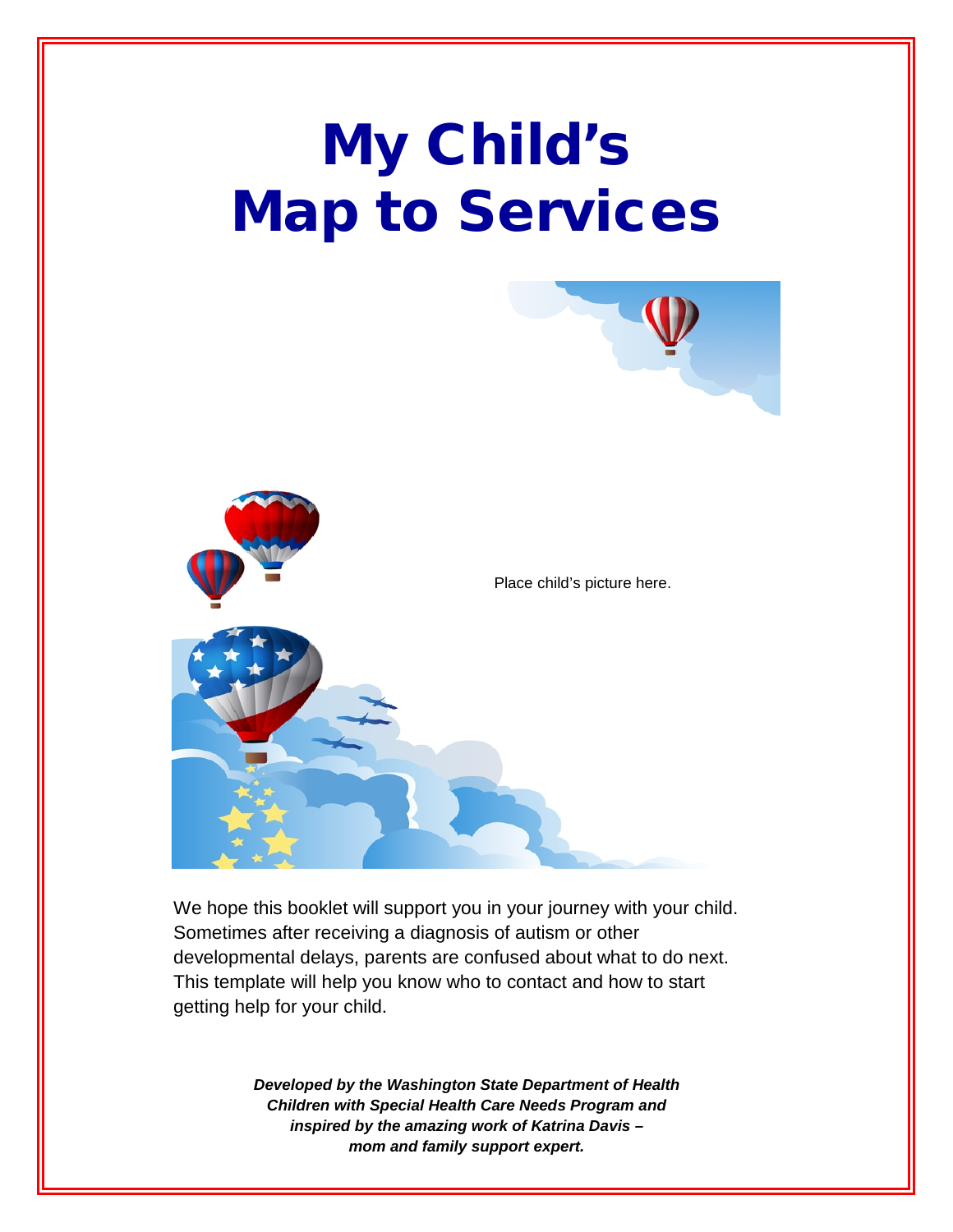# My Child's Map to Services

Place child's picture here.

We hope this booklet will support you in your journey with your child. Sometimes after receiving a diagnosis of autism or other developmental delays, parents are confused about what to do next. This template will help you know who to contact and how to start getting help for your child.

***Developed by the Washington State Department of Health Children with Special Health Care Needs Program and inspired by the amazing work of Katrina Davis – mom and family support expert.***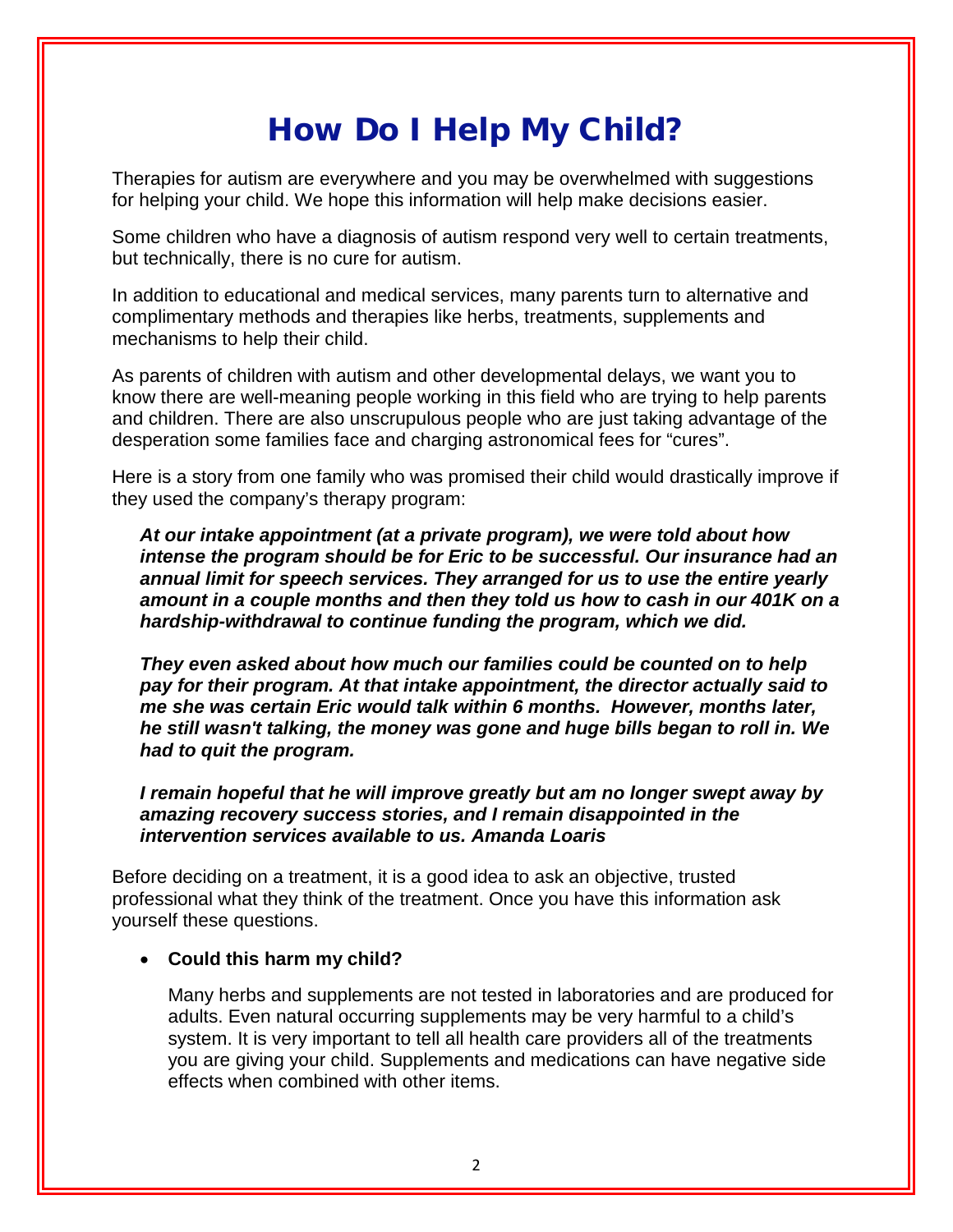# How Do I Help My Child?

Therapies for autism are everywhere and you may be overwhelmed with suggestions for helping your child. We hope this information will help make decisions easier.

Some children who have a diagnosis of autism respond very well to certain treatments, but technically, there is no cure for autism.

In addition to educational and medical services, many parents turn to alternative and complimentary methods and therapies like herbs, treatments, supplements and mechanisms to help their child.

As parents of children with autism and other developmental delays, we want you to know there are well-meaning people working in this field who are trying to help parents and children. There are also unscrupulous people who are just taking advantage of the desperation some families face and charging astronomical fees for "cures".

Here is a story from one family who was promised their child would drastically improve if they used the company's therapy program:

> ***At our intake appointment (at a private program), we were told about how intense the program should be for Eric to be successful. Our insurance had an annual limit for speech services. They arranged for us to use the entire yearly amount in a couple months and then they told us how to cash in our 401K on a hardship-withdrawal to continue funding the program, which we did.***
>
> ***They even asked about how much our families could be counted on to help pay for their program. At that intake appointment, the director actually said to me she was certain Eric would talk within 6 months. However, months later, he still wasn't talking, the money was gone and huge bills began to roll in. We had to quit the program.***
>
> ***I remain hopeful that he will improve greatly but am no longer swept away by amazing recovery success stories, and I remain disappointed in the intervention services available to us. Amanda Loaris***

Before deciding on a treatment, it is a good idea to ask an objective, trusted professional what they think of the treatment. Once you have this information ask yourself these questions.

- **Could this harm my child?**

  Many herbs and supplements are not tested in laboratories and are produced for adults. Even natural occurring supplements may be very harmful to a child's system. It is very important to tell all health care providers all of the treatments you are giving your child. Supplements and medications can have negative side effects when combined with other items.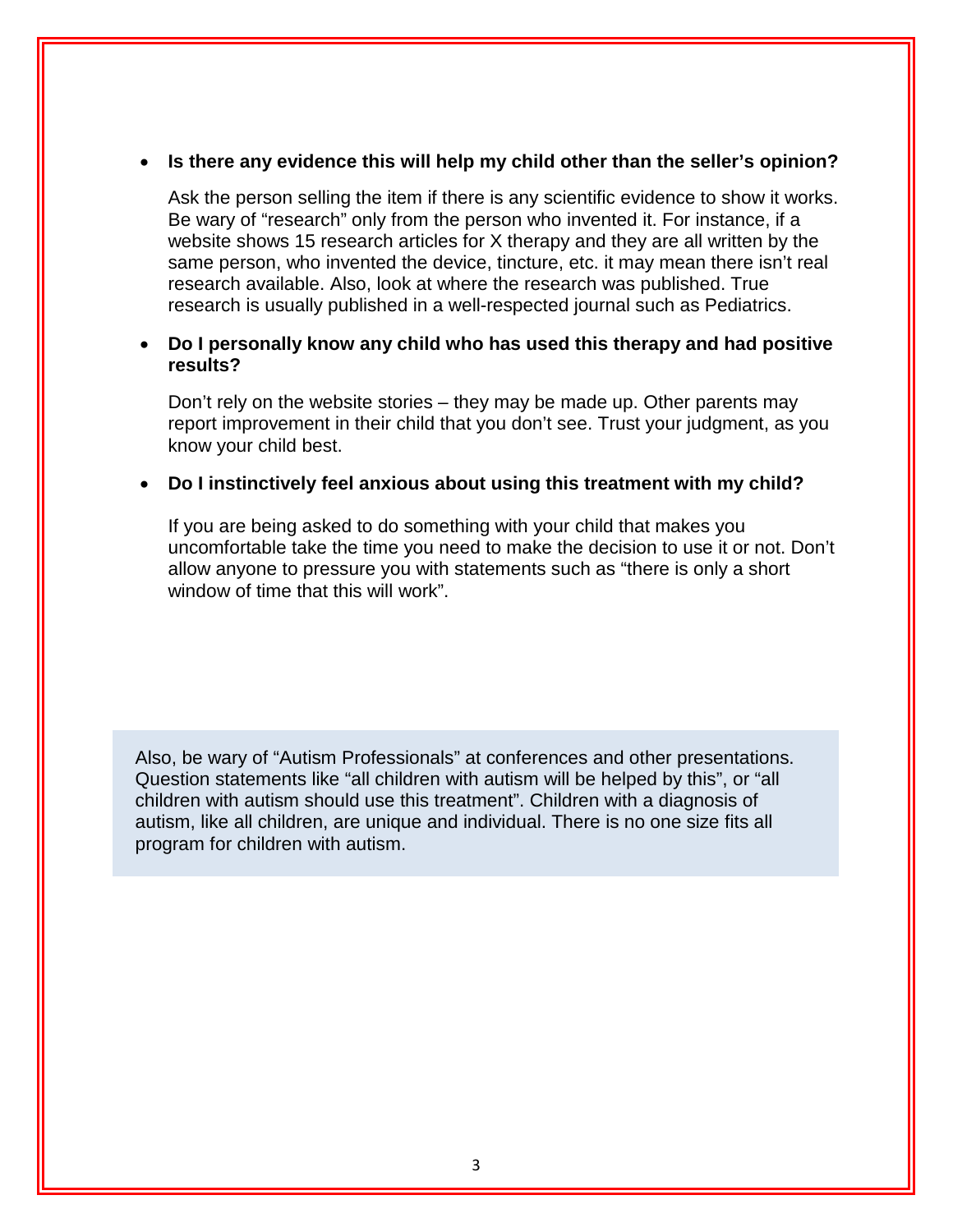- **Is there any evidence this will help my child other than the seller's opinion?**

  Ask the person selling the item if there is any scientific evidence to show it works. Be wary of "research" only from the person who invented it. For instance, if a website shows 15 research articles for X therapy and they are all written by the same person, who invented the device, tincture, etc. it may mean there isn't real research available. Also, look at where the research was published. True research is usually published in a well-respected journal such as Pediatrics.

- **Do I personally know any child who has used this therapy and had positive results?**

  Don't rely on the website stories – they may be made up. Other parents may report improvement in their child that you don't see. Trust your judgment, as you know your child best.

- **Do I instinctively feel anxious about using this treatment with my child?**

  If you are being asked to do something with your child that makes you uncomfortable take the time you need to make the decision to use it or not. Don't allow anyone to pressure you with statements such as "there is only a short window of time that this will work".

Also, be wary of "Autism Professionals" at conferences and other presentations. Question statements like "all children with autism will be helped by this", or "all children with autism should use this treatment". Children with a diagnosis of autism, like all children, are unique and individual. There is no one size fits all program for children with autism.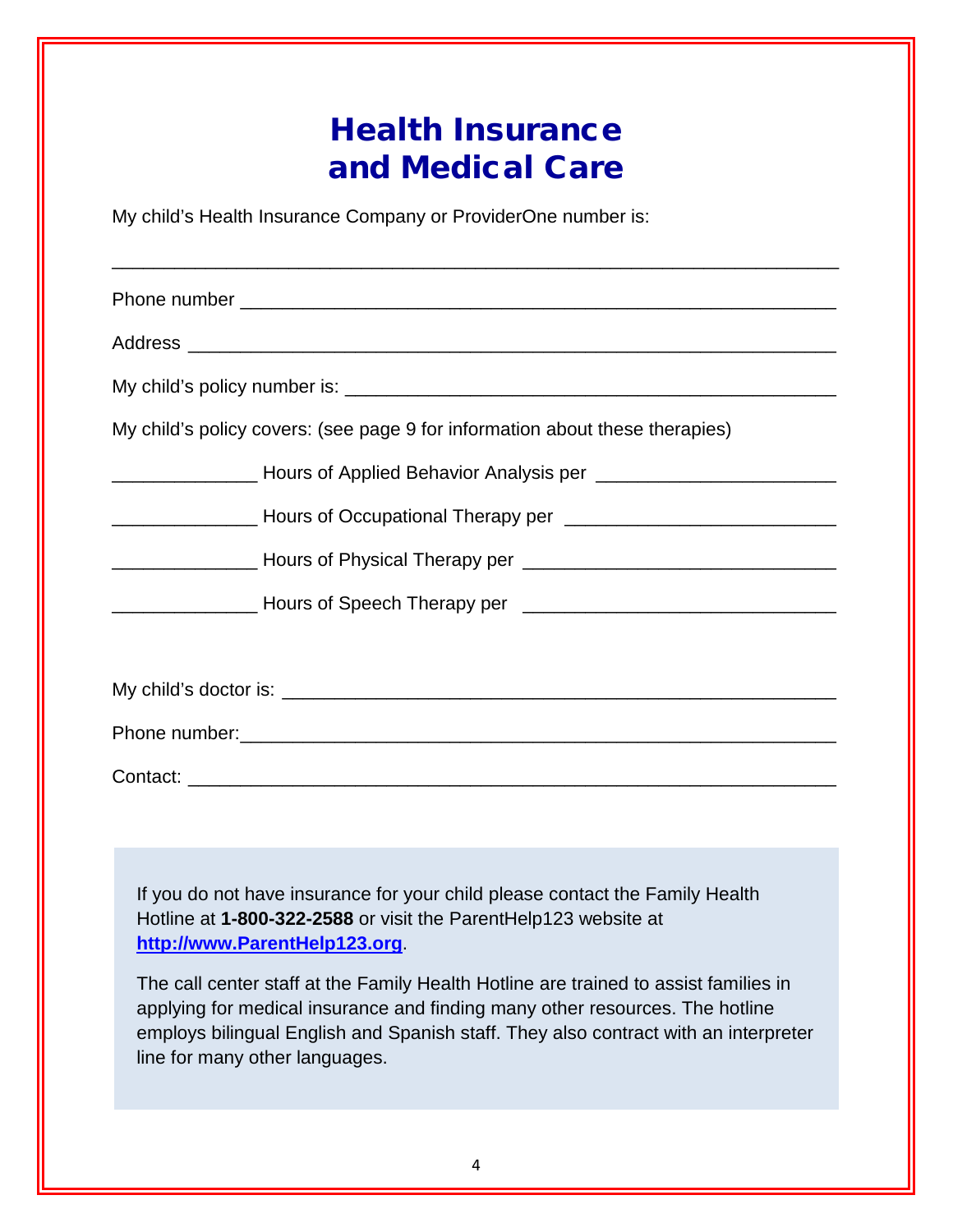# Health Insurance and Medical Care

My child's Health Insurance Company or ProviderOne number is:

_______________________________________________________________

Phone number _______________________________________________________

Address ___________________________________________________________

My child's policy number is: _______________________________________

My child's policy covers: (see page 9 for information about these therapies)

______________ Hours of Applied Behavior Analysis per ______________________

______________ Hours of Occupational Therapy per _________________________

______________ Hours of Physical Therapy per _____________________________

______________ Hours of Speech Therapy per ______________________________

My child's doctor is: ______________________________________________

Phone number:_____________________________________________________

Contact: __________________________________________________________

If you do not have insurance for your child please contact the Family Health Hotline at **1-800-322-2588** or visit the ParentHelp123 website at **http://www.ParentHelp123.org**.

The call center staff at the Family Health Hotline are trained to assist families in applying for medical insurance and finding many other resources. The hotline employs bilingual English and Spanish staff. They also contract with an interpreter line for many other languages.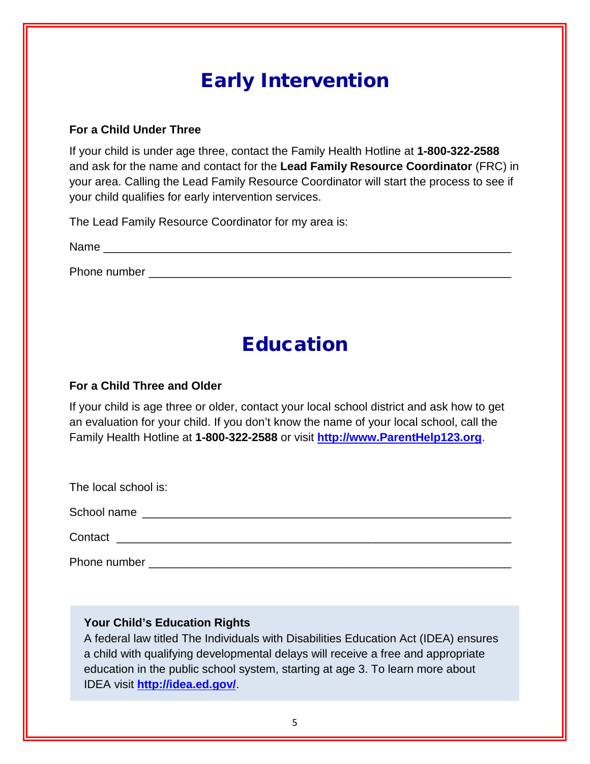# Early Intervention

### For a Child Under Three

If your child is under age three, contact the Family Health Hotline at **1-800-322-2588** and ask for the name and contact for the **Lead Family Resource Coordinator** (FRC) in your area. Calling the Lead Family Resource Coordinator will start the process to see if your child qualifies for early intervention services.

The Lead Family Resource Coordinator for my area is:

Name ______________________________________________________________

Phone number _______________________________________________________

# Education

### For a Child Three and Older

If your child is age three or older, contact your local school district and ask how to get an evaluation for your child. If you don't know the name of your local school, call the Family Health Hotline at **1-800-322-2588** or visit **[http://www.ParentHelp123.org](http://www.ParentHelp123.org)**.

The local school is:

School name ________________________________________________________

Contact ___________________________________________________________

Phone number _______________________________________________________

**Your Child's Education Rights**
A federal law titled The Individuals with Disabilities Education Act (IDEA) ensures a child with qualifying developmental delays will receive a free and appropriate education in the public school system, starting at age 3. To learn more about IDEA visit **[http://idea.ed.gov/](http://idea.ed.gov/)**.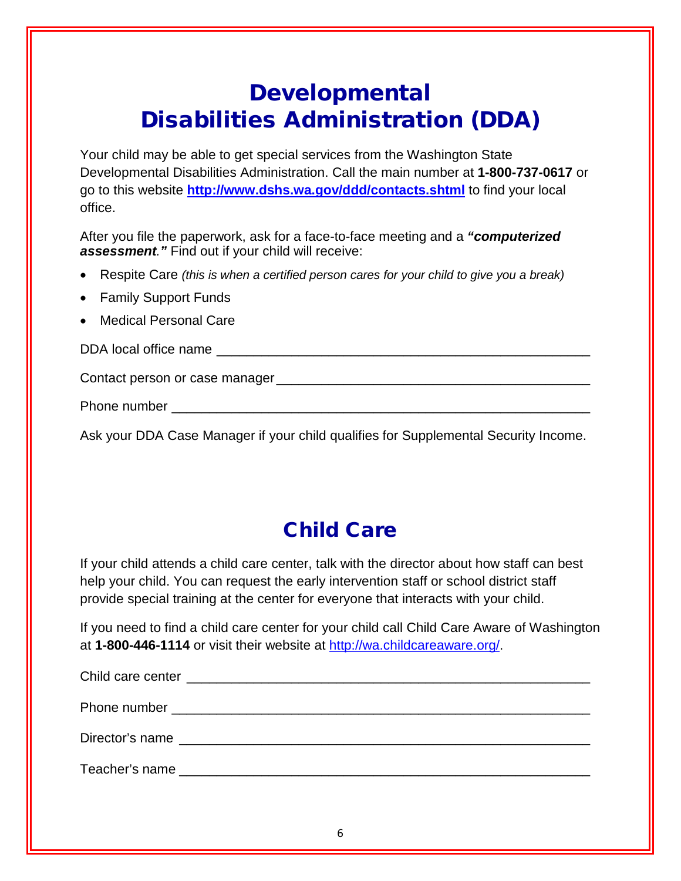# Developmental Disabilities Administration (DDA)

Your child may be able to get special services from the Washington State Developmental Disabilities Administration. Call the main number at **1-800-737-0617** or go to this website **http://www.dshs.wa.gov/ddd/contacts.shtml** to find your local office.

After you file the paperwork, ask for a face-to-face meeting and a ***"computerized assessment."*** Find out if your child will receive:

- Respite Care *(this is when a certified person cares for your child to give you a break)*
- Family Support Funds
- Medical Personal Care

DDA local office name ____________________________________________

Contact person or case manager ____________________________________

Phone number ____________________________________________________

Ask your DDA Case Manager if your child qualifies for Supplemental Security Income.

# Child Care

If your child attends a child care center, talk with the director about how staff can best help your child. You can request the early intervention staff or school district staff provide special training at the center for everyone that interacts with your child.

If you need to find a child care center for your child call Child Care Aware of Washington at **1-800-446-1114** or visit their website at http://wa.childcareaware.org/.

Child care center __________________________________________________

Phone number ____________________________________________________

Director's name ___________________________________________________

Teacher's name ___________________________________________________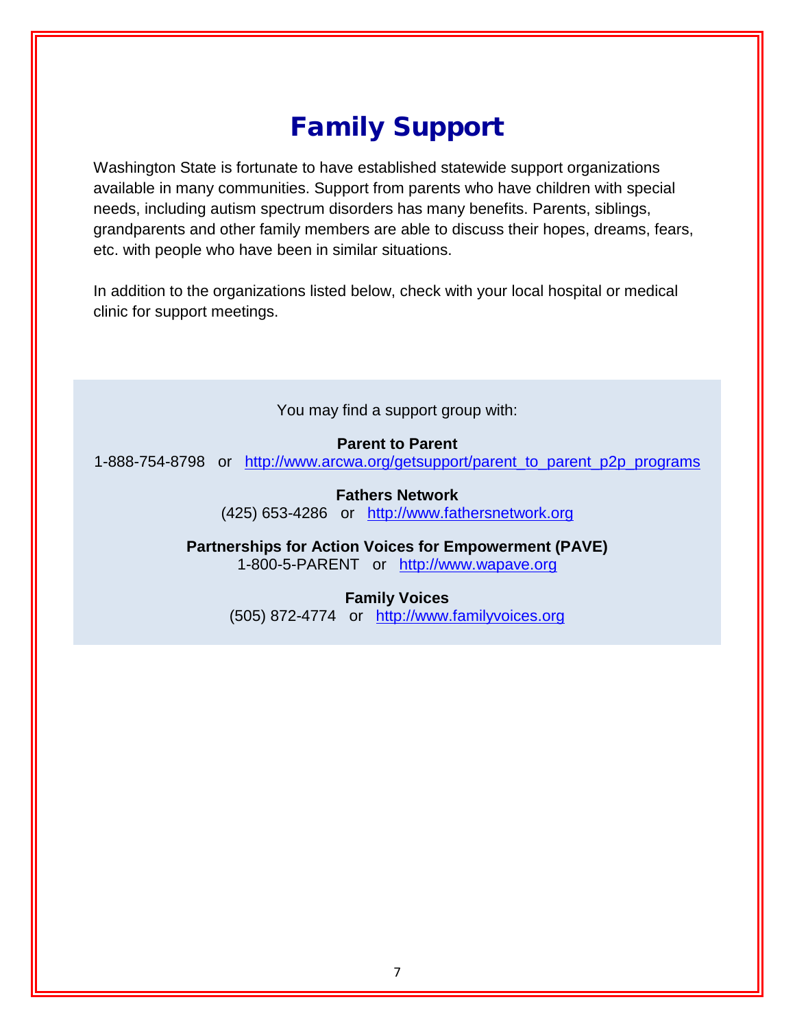# Family Support

Washington State is fortunate to have established statewide support organizations available in many communities. Support from parents who have children with special needs, including autism spectrum disorders has many benefits. Parents, siblings, grandparents and other family members are able to discuss their hopes, dreams, fears, etc. with people who have been in similar situations.

In addition to the organizations listed below, check with your local hospital or medical clinic for support meetings.

You may find a support group with:

**Parent to Parent**
1-888-754-8798 or http://www.arcwa.org/getsupport/parent_to_parent_p2p_programs

**Fathers Network**
(425) 653-4286 or http://www.fathersnetwork.org

**Partnerships for Action Voices for Empowerment (PAVE)**
1-800-5-PARENT or http://www.wapave.org

**Family Voices**
(505) 872-4774 or http://www.familyvoices.org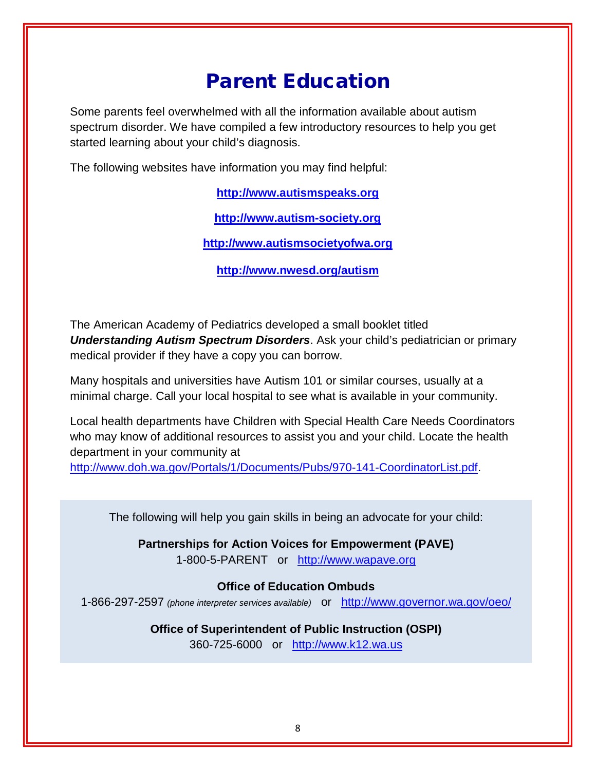# Parent Education

Some parents feel overwhelmed with all the information available about autism spectrum disorder. We have compiled a few introductory resources to help you get started learning about your child's diagnosis.

The following websites have information you may find helpful:

**http://www.autismspeaks.org**

**http://www.autism-society.org**

**http://www.autismsocietyofwa.org**

**http://www.nwesd.org/autism**

The American Academy of Pediatrics developed a small booklet titled ***Understanding Autism Spectrum Disorders***. Ask your child's pediatrician or primary medical provider if they have a copy you can borrow.

Many hospitals and universities have Autism 101 or similar courses, usually at a minimal charge. Call your local hospital to see what is available in your community.

Local health departments have Children with Special Health Care Needs Coordinators who may know of additional resources to assist you and your child. Locate the health department in your community at http://www.doh.wa.gov/Portals/1/Documents/Pubs/970-141-CoordinatorList.pdf.

The following will help you gain skills in being an advocate for your child:

**Partnerships for Action Voices for Empowerment (PAVE)**
1-800-5-PARENT or http://www.wapave.org

**Office of Education Ombuds**
1-866-297-2597 *(phone interpreter services available)* or http://www.governor.wa.gov/oeo/

**Office of Superintendent of Public Instruction (OSPI)**
360-725-6000 or http://www.k12.wa.us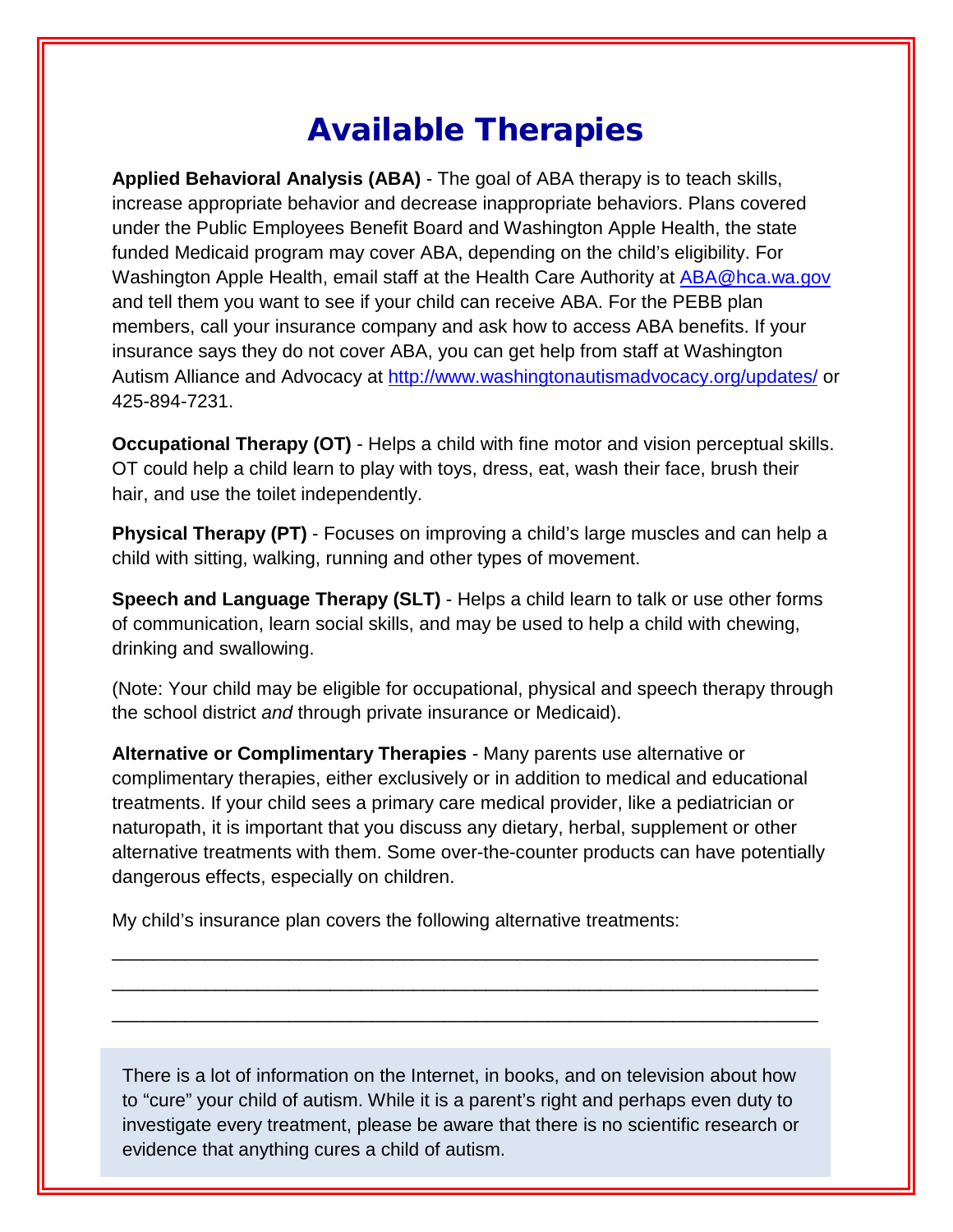# Available Therapies

**Applied Behavioral Analysis (ABA)** - The goal of ABA therapy is to teach skills, increase appropriate behavior and decrease inappropriate behaviors. Plans covered under the Public Employees Benefit Board and Washington Apple Health, the state funded Medicaid program may cover ABA, depending on the child's eligibility. For Washington Apple Health, email staff at the Health Care Authority at [ABA@hca.wa.gov](mailto:ABA@hca.wa.gov) and tell them you want to see if your child can receive ABA. For the PEBB plan members, call your insurance company and ask how to access ABA benefits. If your insurance says they do not cover ABA, you can get help from staff at Washington Autism Alliance and Advocacy at [http://www.washingtonautismadvocacy.org/updates/](http://www.washingtonautismadvocacy.org/updates/) or 425-894-7231.

**Occupational Therapy (OT)** - Helps a child with fine motor and vision perceptual skills. OT could help a child learn to play with toys, dress, eat, wash their face, brush their hair, and use the toilet independently.

**Physical Therapy (PT)** - Focuses on improving a child's large muscles and can help a child with sitting, walking, running and other types of movement.

**Speech and Language Therapy (SLT)** - Helps a child learn to talk or use other forms of communication, learn social skills, and may be used to help a child with chewing, drinking and swallowing.

(Note: Your child may be eligible for occupational, physical and speech therapy through the school district *and* through private insurance or Medicaid).

**Alternative or Complimentary Therapies** - Many parents use alternative or complimentary therapies, either exclusively or in addition to medical and educational treatments. If your child sees a primary care medical provider, like a pediatrician or naturopath, it is important that you discuss any dietary, herbal, supplement or other alternative treatments with them. Some over-the-counter products can have potentially dangerous effects, especially on children.

My child's insurance plan covers the following alternative treatments:

_______________________________________________________________

_______________________________________________________________

_______________________________________________________________

There is a lot of information on the Internet, in books, and on television about how to "cure" your child of autism. While it is a parent's right and perhaps even duty to investigate every treatment, please be aware that there is no scientific research or evidence that anything cures a child of autism.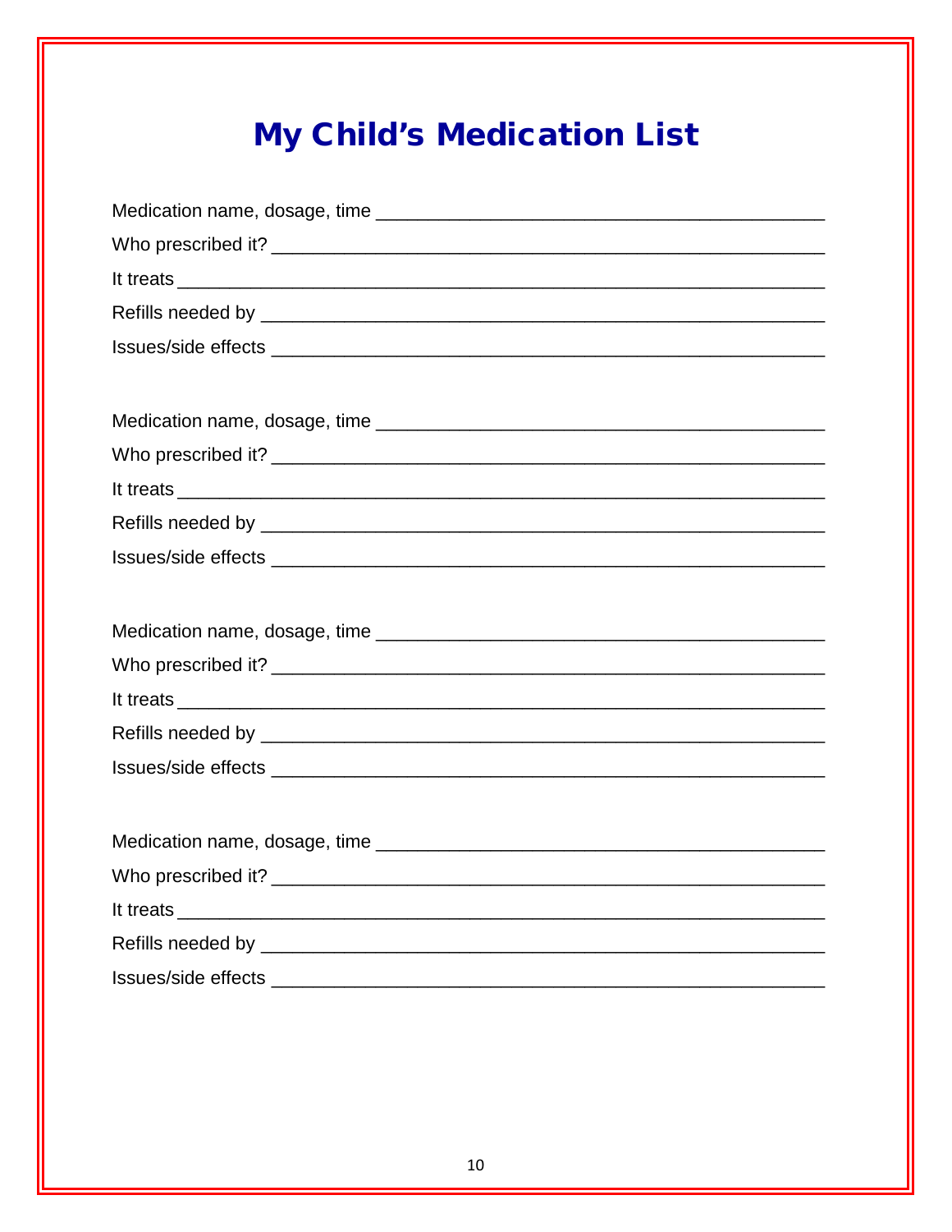# My Child's Medication List

Medication name, dosage, time ___________________________________________

Who prescribed it? ______________________________________________________

It treats _______________________________________________________________

Refills needed by _______________________________________________________

Issues/side effects ______________________________________________________

Medication name, dosage, time ___________________________________________

Who prescribed it? ______________________________________________________

It treats _______________________________________________________________

Refills needed by _______________________________________________________

Issues/side effects ______________________________________________________

Medication name, dosage, time ___________________________________________

Who prescribed it? ______________________________________________________

It treats _______________________________________________________________

Refills needed by _______________________________________________________

Issues/side effects ______________________________________________________

Medication name, dosage, time ___________________________________________

Who prescribed it? ______________________________________________________

It treats _______________________________________________________________

Refills needed by _______________________________________________________

Issues/side effects ______________________________________________________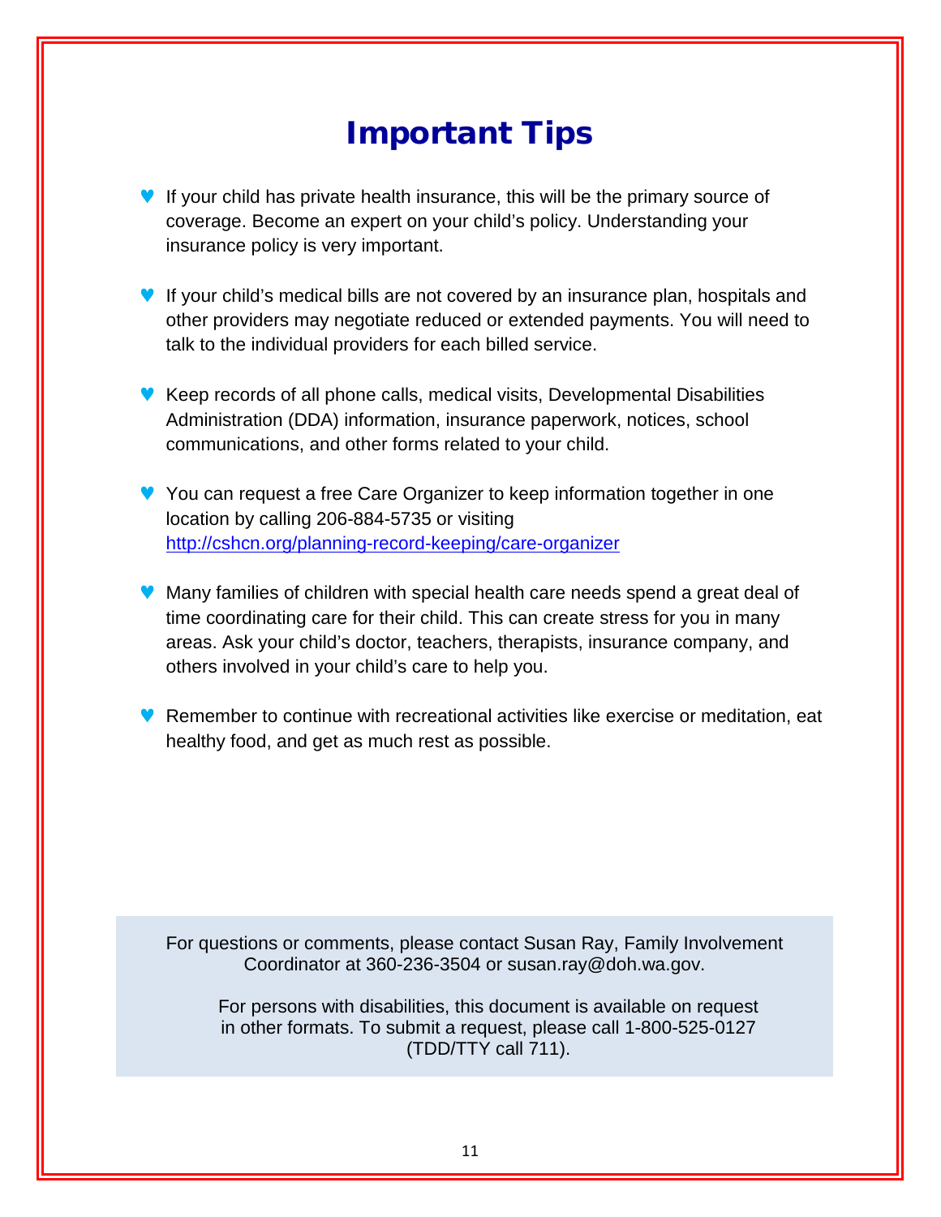# Important Tips

- If your child has private health insurance, this will be the primary source of coverage. Become an expert on your child's policy. Understanding your insurance policy is very important.

- If your child's medical bills are not covered by an insurance plan, hospitals and other providers may negotiate reduced or extended payments. You will need to talk to the individual providers for each billed service.

- Keep records of all phone calls, medical visits, Developmental Disabilities Administration (DDA) information, insurance paperwork, notices, school communications, and other forms related to your child.

- You can request a free Care Organizer to keep information together in one location by calling 206-884-5735 or visiting [http://cshcn.org/planning-record-keeping/care-organizer](http://cshcn.org/planning-record-keeping/care-organizer)

- Many families of children with special health care needs spend a great deal of time coordinating care for their child. This can create stress for you in many areas. Ask your child's doctor, teachers, therapists, insurance company, and others involved in your child's care to help you.

- Remember to continue with recreational activities like exercise or meditation, eat healthy food, and get as much rest as possible.

For questions or comments, please contact Susan Ray, Family Involvement Coordinator at 360-236-3504 or susan.ray@doh.wa.gov.

For persons with disabilities, this document is available on request in other formats. To submit a request, please call 1-800-525-0127 (TDD/TTY call 711).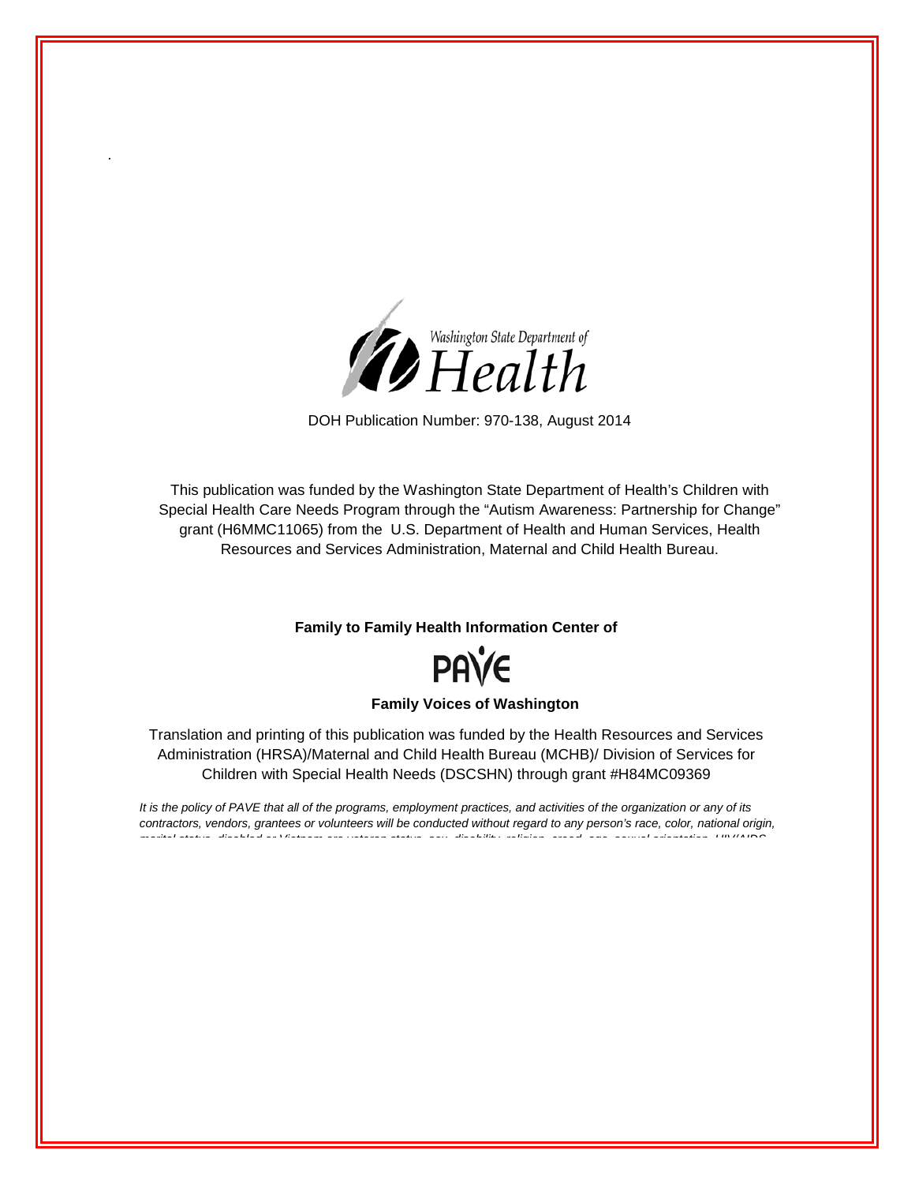Washington State Department of Health

DOH Publication Number: 970-138, August 2014

This publication was funded by the Washington State Department of Health's Children with Special Health Care Needs Program through the "Autism Awareness: Partnership for Change" grant (H6MMC11065) from the U.S. Department of Health and Human Services, Health Resources and Services Administration, Maternal and Child Health Bureau.

**Family to Family Health Information Center of**

PAVE

**Family Voices of Washington**

Translation and printing of this publication was funded by the Health Resources and Services Administration (HRSA)/Maternal and Child Health Bureau (MCHB)/ Division of Services for Children with Special Health Needs (DSCSHN) through grant #H84MC09369

*It is the policy of PAVE that all of the programs, employment practices, and activities of the organization or any of its contractors, vendors, grantees or volunteers will be conducted without regard to any person's race, color, national origin, marital status, disabled or Vietnam era veteran status, sex, disability, religion, creed, age, sexual orientation, HIV/AIDS*